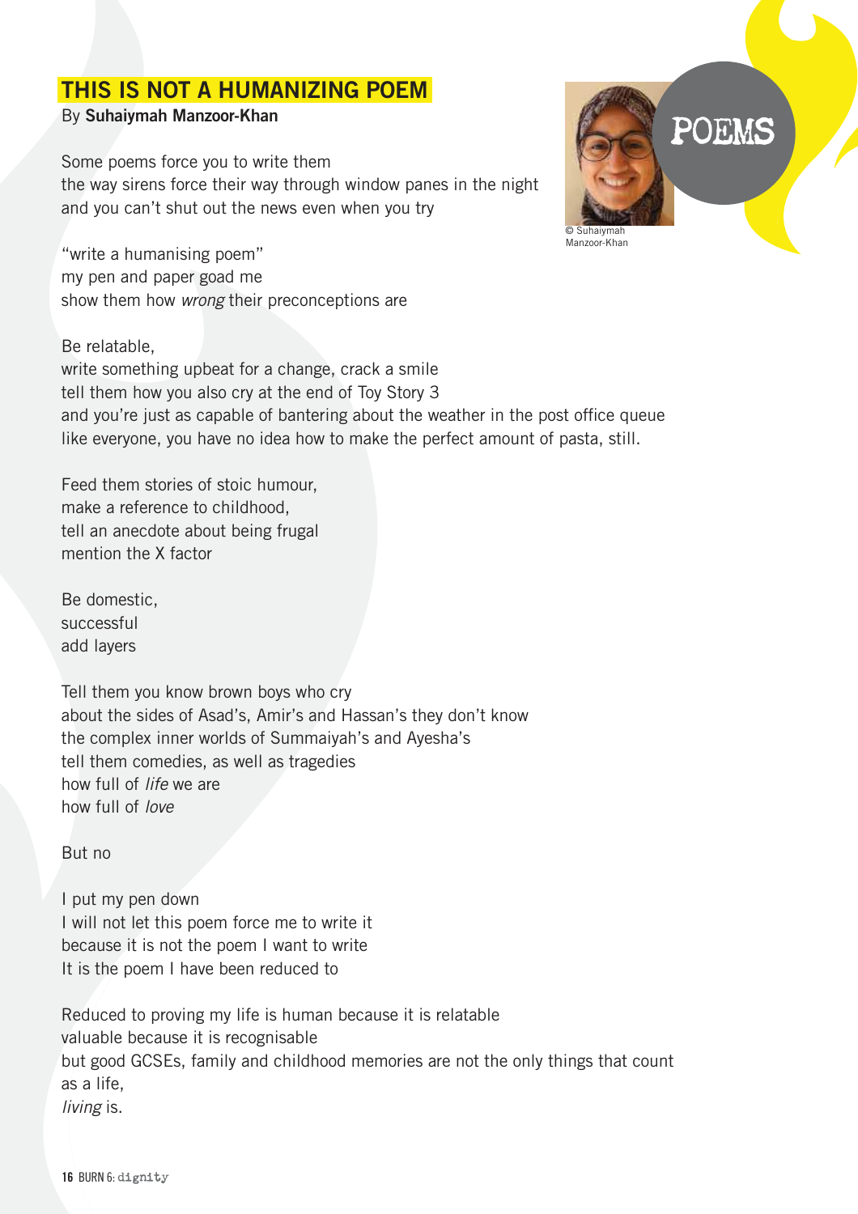# THIS IS NOT A HUMANIZING POEM

By **Suhaiymah Manzoor-Khan**

POEMS

© Suhaiymah Manzoor-Khan

Some poems force you to write them
the way sirens force their way through window panes in the night
and you can't shut out the news even when you try

"write a humanising poem"
my pen and paper goad me
show them how *wrong* their preconceptions are

Be relatable,
write something upbeat for a change, crack a smile
tell them how you also cry at the end of Toy Story 3
and you're just as capable of bantering about the weather in the post office queue
like everyone, you have no idea how to make the perfect amount of pasta, still.

Feed them stories of stoic humour,
make a reference to childhood,
tell an anecdote about being frugal
mention the X factor

Be domestic,
successful
add layers

Tell them you know brown boys who cry
about the sides of Asad's, Amir's and Hassan's they don't know
the complex inner worlds of Summaiyah's and Ayesha's
tell them comedies, as well as tragedies
how full of *life* we are
how full of *love*

But no

I put my pen down
I will not let this poem force me to write it
because it is not the poem I want to write
It is the poem I have been reduced to

Reduced to proving my life is human because it is relatable
valuable because it is recognisable
but good GCSEs, family and childhood memories are not the only things that count
as a life,
*living* is.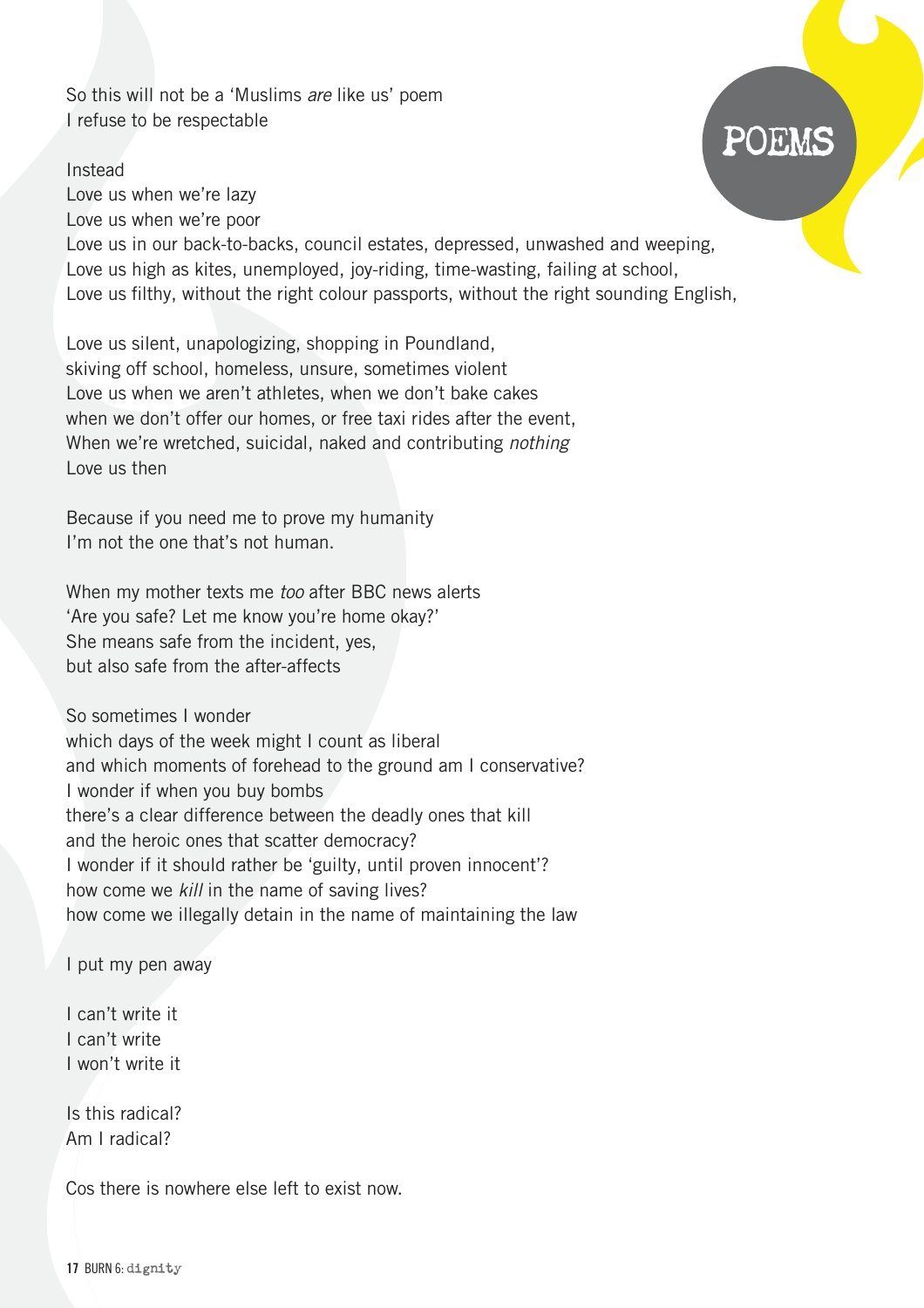So this will not be a 'Muslims *are* like us' poem
I refuse to be respectable

Instead
Love us when we're lazy
Love us when we're poor
Love us in our back-to-backs, council estates, depressed, unwashed and weeping,
Love us high as kites, unemployed, joy-riding, time-wasting, failing at school,
Love us filthy, without the right colour passports, without the right sounding English,

Love us silent, unapologizing, shopping in Poundland,
skiving off school, homeless, unsure, sometimes violent
Love us when we aren't athletes, when we don't bake cakes
when we don't offer our homes, or free taxi rides after the event,
When we're wretched, suicidal, naked and contributing *nothing*
Love us then

Because if you need me to prove my humanity
I'm not the one that's not human.

When my mother texts me *too* after BBC news alerts
'Are you safe? Let me know you're home okay?'
She means safe from the incident, yes,
but also safe from the after-affects

So sometimes I wonder
which days of the week might I count as liberal
and which moments of forehead to the ground am I conservative?
I wonder if when you buy bombs
there's a clear difference between the deadly ones that kill
and the heroic ones that scatter democracy?
I wonder if it should rather be 'guilty, until proven innocent'?
how come we *kill* in the name of saving lives?
how come we illegally detain in the name of maintaining the law

I put my pen away

I can't write it
I can't write
I won't write it

Is this radical?
Am I radical?

Cos there is nowhere else left to exist now.